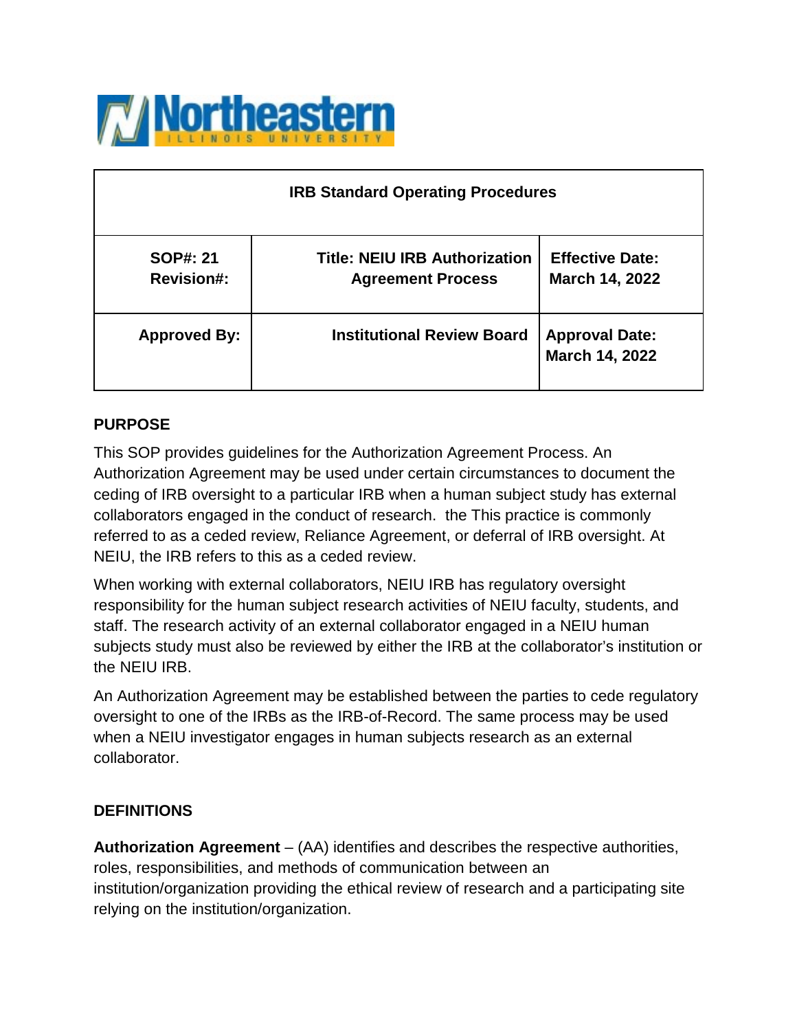| IRB Standard Operating Procedures | | |
|---|---|---|
| **SOP#: 21**<br>**Revision#:** | **Title: NEIU IRB Authorization Agreement Process** | **Effective Date: March 14, 2022** |
| **Approved By:** | **Institutional Review Board** | **Approval Date: March 14, 2022** |

## PURPOSE

This SOP provides guidelines for the Authorization Agreement Process. An Authorization Agreement may be used under certain circumstances to document the ceding of IRB oversight to a particular IRB when a human subject study has external collaborators engaged in the conduct of research.  the This practice is commonly referred to as a ceded review, Reliance Agreement, or deferral of IRB oversight. At NEIU, the IRB refers to this as a ceded review.

When working with external collaborators, NEIU IRB has regulatory oversight responsibility for the human subject research activities of NEIU faculty, students, and staff. The research activity of an external collaborator engaged in a NEIU human subjects study must also be reviewed by either the IRB at the collaborator's institution or the NEIU IRB.

An Authorization Agreement may be established between the parties to cede regulatory oversight to one of the IRBs as the IRB-of-Record. The same process may be used when a NEIU investigator engages in human subjects research as an external collaborator.

## DEFINITIONS

**Authorization Agreement** – (AA) identifies and describes the respective authorities, roles, responsibilities, and methods of communication between an institution/organization providing the ethical review of research and a participating site relying on the institution/organization.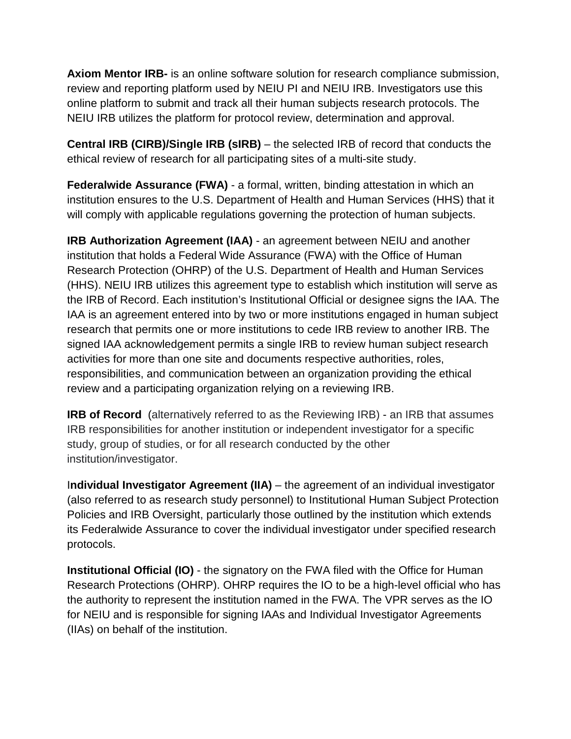**Axiom Mentor IRB-** is an online software solution for research compliance submission, review and reporting platform used by NEIU PI and NEIU IRB. Investigators use this online platform to submit and track all their human subjects research protocols. The NEIU IRB utilizes the platform for protocol review, determination and approval.

**Central IRB (CIRB)/Single IRB (sIRB)** – the selected IRB of record that conducts the ethical review of research for all participating sites of a multi-site study.

**Federalwide Assurance (FWA)** - a formal, written, binding attestation in which an institution ensures to the U.S. Department of Health and Human Services (HHS) that it will comply with applicable regulations governing the protection of human subjects.

**IRB Authorization Agreement (IAA)** - an agreement between NEIU and another institution that holds a Federal Wide Assurance (FWA) with the Office of Human Research Protection (OHRP) of the U.S. Department of Health and Human Services (HHS). NEIU IRB utilizes this agreement type to establish which institution will serve as the IRB of Record. Each institution's Institutional Official or designee signs the IAA. The IAA is an agreement entered into by two or more institutions engaged in human subject research that permits one or more institutions to cede IRB review to another IRB. The signed IAA acknowledgement permits a single IRB to review human subject research activities for more than one site and documents respective authorities, roles, responsibilities, and communication between an organization providing the ethical review and a participating organization relying on a reviewing IRB.

**IRB of Record** (alternatively referred to as the Reviewing IRB) - an IRB that assumes IRB responsibilities for another institution or independent investigator for a specific study, group of studies, or for all research conducted by the other institution/investigator.

I**ndividual Investigator Agreement (IIA)** – the agreement of an individual investigator (also referred to as research study personnel) to Institutional Human Subject Protection Policies and IRB Oversight, particularly those outlined by the institution which extends its Federalwide Assurance to cover the individual investigator under specified research protocols.

**Institutional Official (IO)** - the signatory on the FWA filed with the Office for Human Research Protections (OHRP). OHRP requires the IO to be a high-level official who has the authority to represent the institution named in the FWA. The VPR serves as the IO for NEIU and is responsible for signing IAAs and Individual Investigator Agreements (IIAs) on behalf of the institution.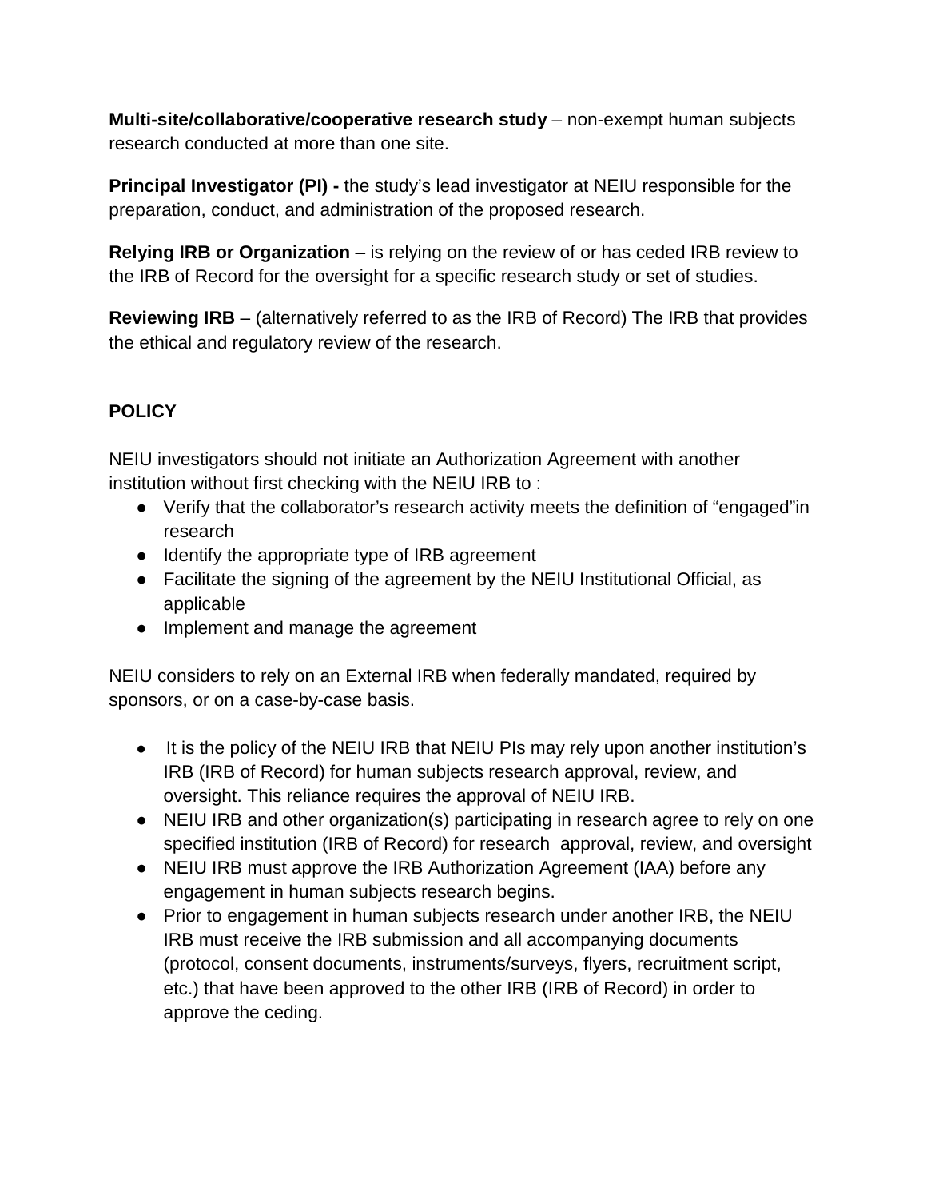**Multi-site/collaborative/cooperative research study** – non-exempt human subjects research conducted at more than one site.

**Principal Investigator (PI) -** the study's lead investigator at NEIU responsible for the preparation, conduct, and administration of the proposed research.

**Relying IRB or Organization** – is relying on the review of or has ceded IRB review to the IRB of Record for the oversight for a specific research study or set of studies.

**Reviewing IRB** – (alternatively referred to as the IRB of Record) The IRB that provides the ethical and regulatory review of the research.

**POLICY**

NEIU investigators should not initiate an Authorization Agreement with another institution without first checking with the NEIU IRB to :

- Verify that the collaborator's research activity meets the definition of "engaged"in research
- Identify the appropriate type of IRB agreement
- Facilitate the signing of the agreement by the NEIU Institutional Official, as applicable
- Implement and manage the agreement

NEIU considers to rely on an External IRB when federally mandated, required by sponsors, or on a case-by-case basis.

- It is the policy of the NEIU IRB that NEIU PIs may rely upon another institution's IRB (IRB of Record) for human subjects research approval, review, and oversight. This reliance requires the approval of NEIU IRB.
- NEIU IRB and other organization(s) participating in research agree to rely on one specified institution (IRB of Record) for research approval, review, and oversight
- NEIU IRB must approve the IRB Authorization Agreement (IAA) before any engagement in human subjects research begins.
- Prior to engagement in human subjects research under another IRB, the NEIU IRB must receive the IRB submission and all accompanying documents (protocol, consent documents, instruments/surveys, flyers, recruitment script, etc.) that have been approved to the other IRB (IRB of Record) in order to approve the ceding.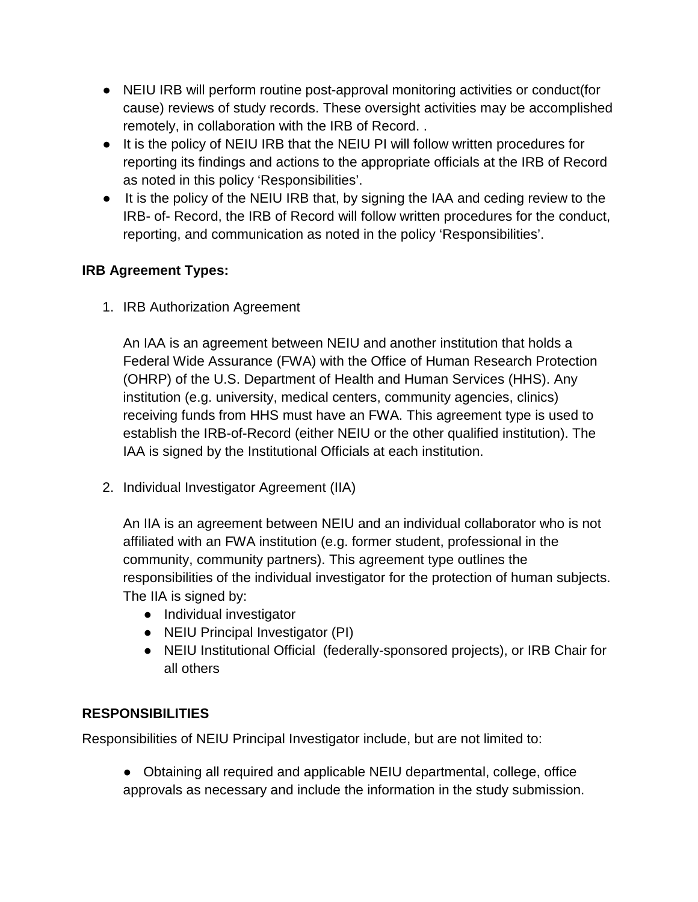- NEIU IRB will perform routine post-approval monitoring activities or conduct(for cause) reviews of study records. These oversight activities may be accomplished remotely, in collaboration with the IRB of Record. .
- It is the policy of NEIU IRB that the NEIU PI will follow written procedures for reporting its findings and actions to the appropriate officials at the IRB of Record as noted in this policy 'Responsibilities'.
- It is the policy of the NEIU IRB that, by signing the IAA and ceding review to the IRB- of- Record, the IRB of Record will follow written procedures for the conduct, reporting, and communication as noted in the policy 'Responsibilities'.

**IRB Agreement Types:**

1. IRB Authorization Agreement

   An IAA is an agreement between NEIU and another institution that holds a Federal Wide Assurance (FWA) with the Office of Human Research Protection (OHRP) of the U.S. Department of Health and Human Services (HHS). Any institution (e.g. university, medical centers, community agencies, clinics) receiving funds from HHS must have an FWA. This agreement type is used to establish the IRB-of-Record (either NEIU or the other qualified institution). The IAA is signed by the Institutional Officials at each institution.

2. Individual Investigator Agreement (IIA)

   An IIA is an agreement between NEIU and an individual collaborator who is not affiliated with an FWA institution (e.g. former student, professional in the community, community partners). This agreement type outlines the responsibilities of the individual investigator for the protection of human subjects. The IIA is signed by:
   - Individual investigator
   - NEIU Principal Investigator (PI)
   - NEIU Institutional Official (federally-sponsored projects), or IRB Chair for all others

**RESPONSIBILITIES**

Responsibilities of NEIU Principal Investigator include, but are not limited to:

- Obtaining all required and applicable NEIU departmental, college, office approvals as necessary and include the information in the study submission.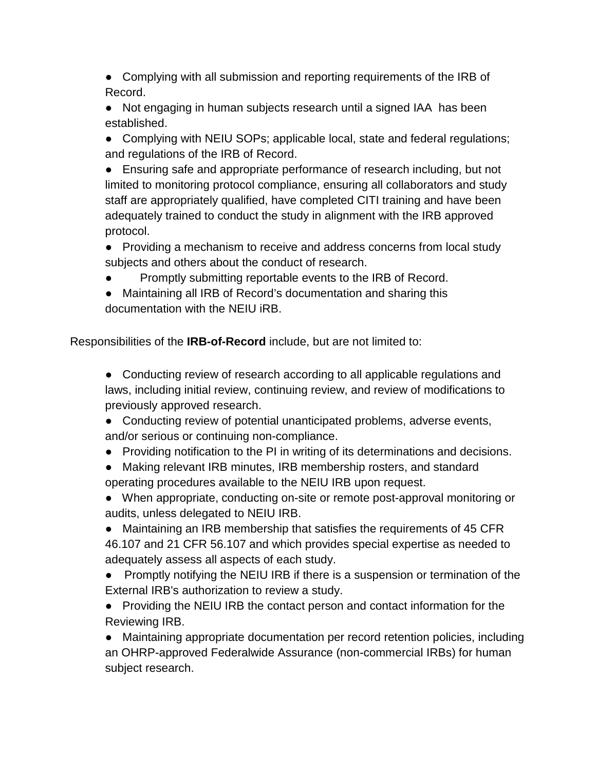- Complying with all submission and reporting requirements of the IRB of Record.
- Not engaging in human subjects research until a signed IAA has been established.
- Complying with NEIU SOPs; applicable local, state and federal regulations; and regulations of the IRB of Record.
- Ensuring safe and appropriate performance of research including, but not limited to monitoring protocol compliance, ensuring all collaborators and study staff are appropriately qualified, have completed CITI training and have been adequately trained to conduct the study in alignment with the IRB approved protocol.
- Providing a mechanism to receive and address concerns from local study subjects and others about the conduct of research.
- Promptly submitting reportable events to the IRB of Record.
- Maintaining all IRB of Record's documentation and sharing this documentation with the NEIU iRB.

Responsibilities of the **IRB-of-Record** include, but are not limited to:

- Conducting review of research according to all applicable regulations and laws, including initial review, continuing review, and review of modifications to previously approved research.
- Conducting review of potential unanticipated problems, adverse events, and/or serious or continuing non-compliance.
- Providing notification to the PI in writing of its determinations and decisions.
- Making relevant IRB minutes, IRB membership rosters, and standard operating procedures available to the NEIU IRB upon request.
- When appropriate, conducting on-site or remote post-approval monitoring or audits, unless delegated to NEIU IRB.
- Maintaining an IRB membership that satisfies the requirements of 45 CFR 46.107 and 21 CFR 56.107 and which provides special expertise as needed to adequately assess all aspects of each study.
- Promptly notifying the NEIU IRB if there is a suspension or termination of the External IRB's authorization to review a study.
- Providing the NEIU IRB the contact person and contact information for the Reviewing IRB.
- Maintaining appropriate documentation per record retention policies, including an OHRP-approved Federalwide Assurance (non-commercial IRBs) for human subject research.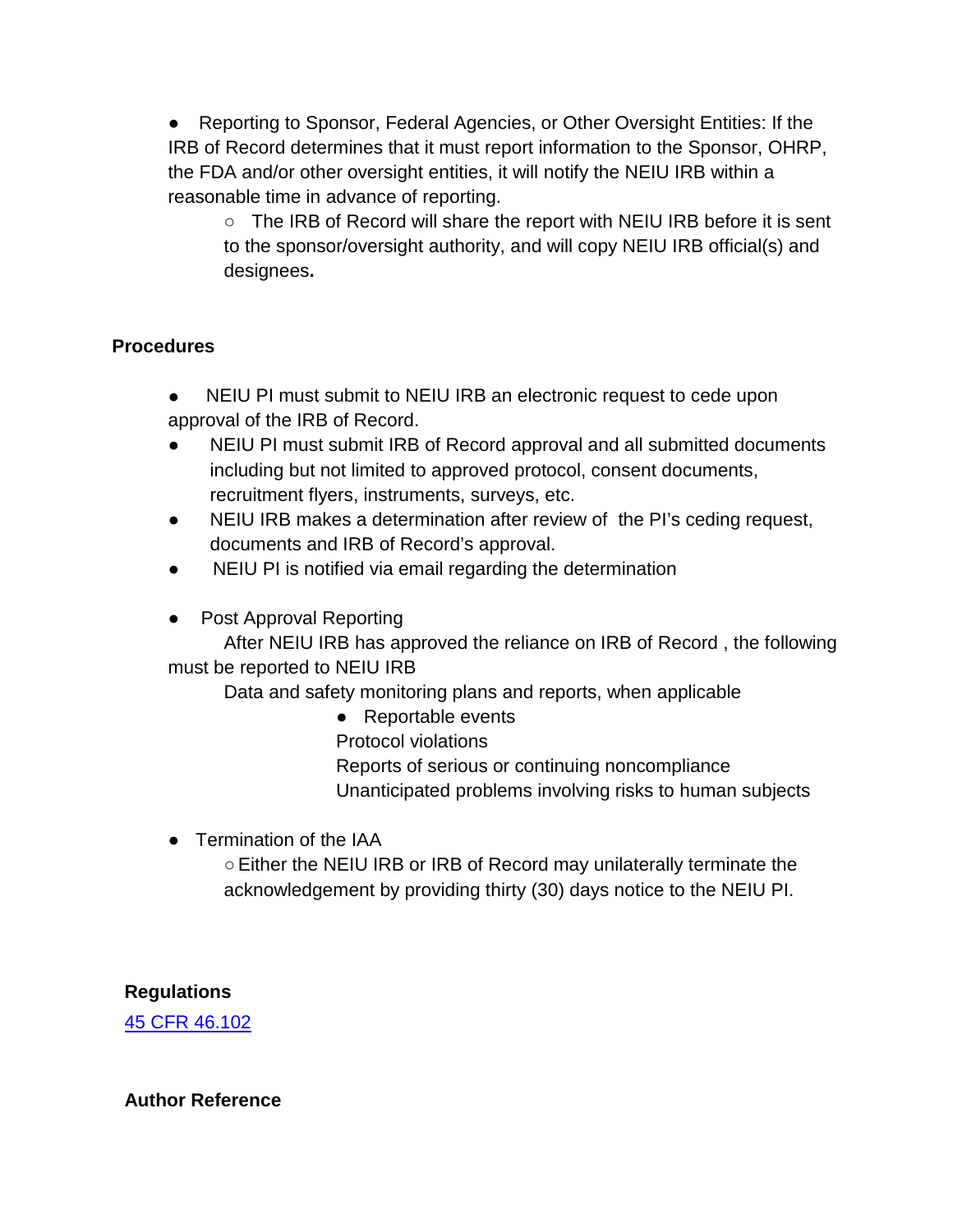- Reporting to Sponsor, Federal Agencies, or Other Oversight Entities: If the IRB of Record determines that it must report information to the Sponsor, OHRP, the FDA and/or other oversight entities, it will notify the NEIU IRB within a reasonable time in advance of reporting.
  - The IRB of Record will share the report with NEIU IRB before it is sent to the sponsor/oversight authority, and will copy NEIU IRB official(s) and designees**.**

**Procedures**

- NEIU PI must submit to NEIU IRB an electronic request to cede upon approval of the IRB of Record.
- NEIU PI must submit IRB of Record approval and all submitted documents including but not limited to approved protocol, consent documents, recruitment flyers, instruments, surveys, etc.
- NEIU IRB makes a determination after review of the PI's ceding request, documents and IRB of Record's approval.
- NEIU PI is notified via email regarding the determination

- Post Approval Reporting

  After NEIU IRB has approved the reliance on IRB of Record , the following must be reported to NEIU IRB

  Data and safety monitoring plans and reports, when applicable

  - Reportable events

    Protocol violations

    Reports of serious or continuing noncompliance

    Unanticipated problems involving risks to human subjects

- Termination of the IAA
  - Either the NEIU IRB or IRB of Record may unilaterally terminate the acknowledgement by providing thirty (30) days notice to the NEIU PI.

**Regulations**

45 CFR 46.102

**Author Reference**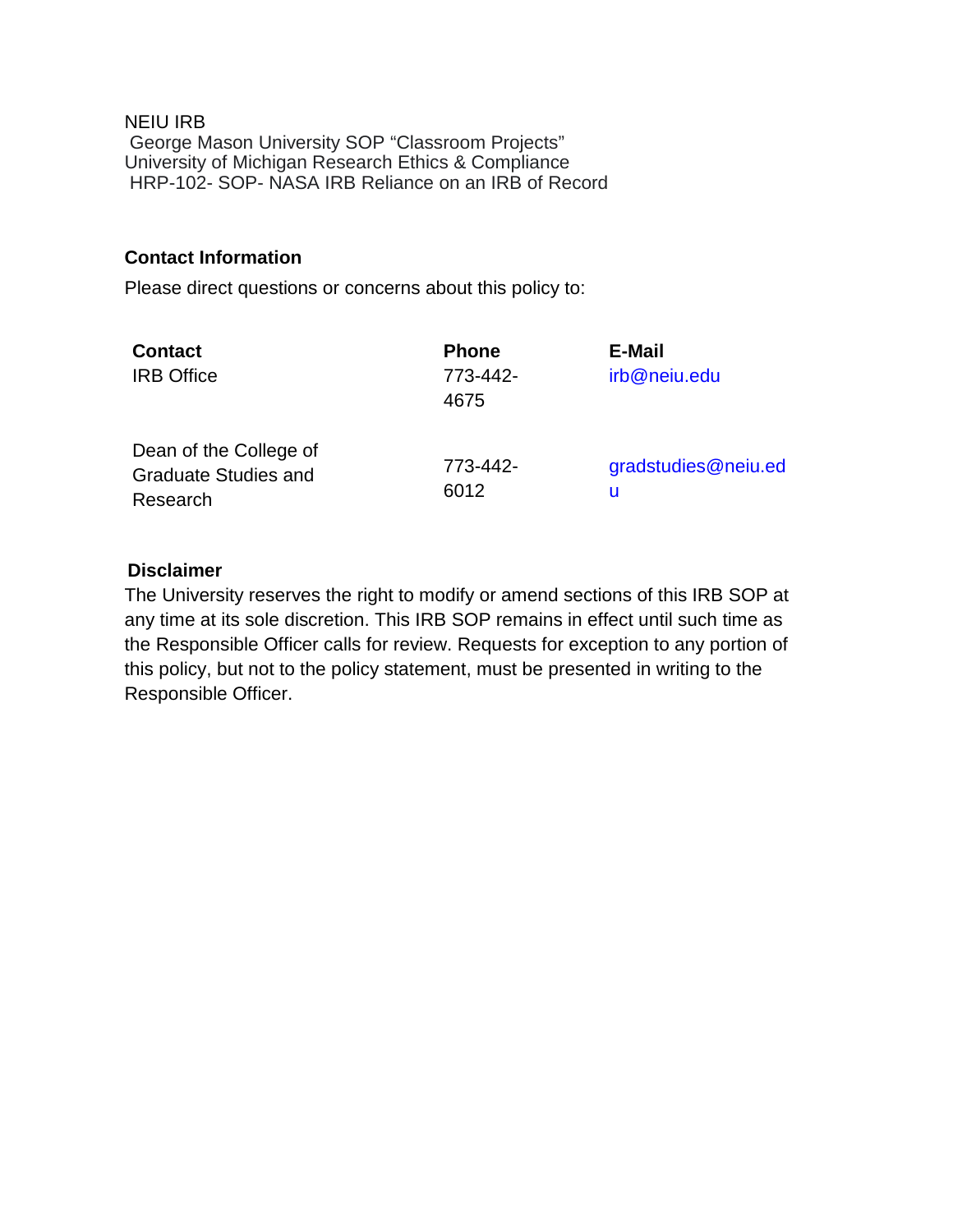NEIU IRB
George Mason University SOP "Classroom Projects"
University of Michigan Research Ethics & Compliance
HRP-102- SOP- NASA IRB Reliance on an IRB of Record

## Contact Information

Please direct questions or concerns about this policy to:

| Contact | Phone | E-Mail |
|---|---|---|
| IRB Office | 773-442-4675 | irb@neiu.edu |
| Dean of the College of Graduate Studies and Research | 773-442-6012 | gradstudies@neiu.edu |

## Disclaimer

The University reserves the right to modify or amend sections of this IRB SOP at any time at its sole discretion. This IRB SOP remains in effect until such time as the Responsible Officer calls for review. Requests for exception to any portion of this policy, but not to the policy statement, must be presented in writing to the Responsible Officer.